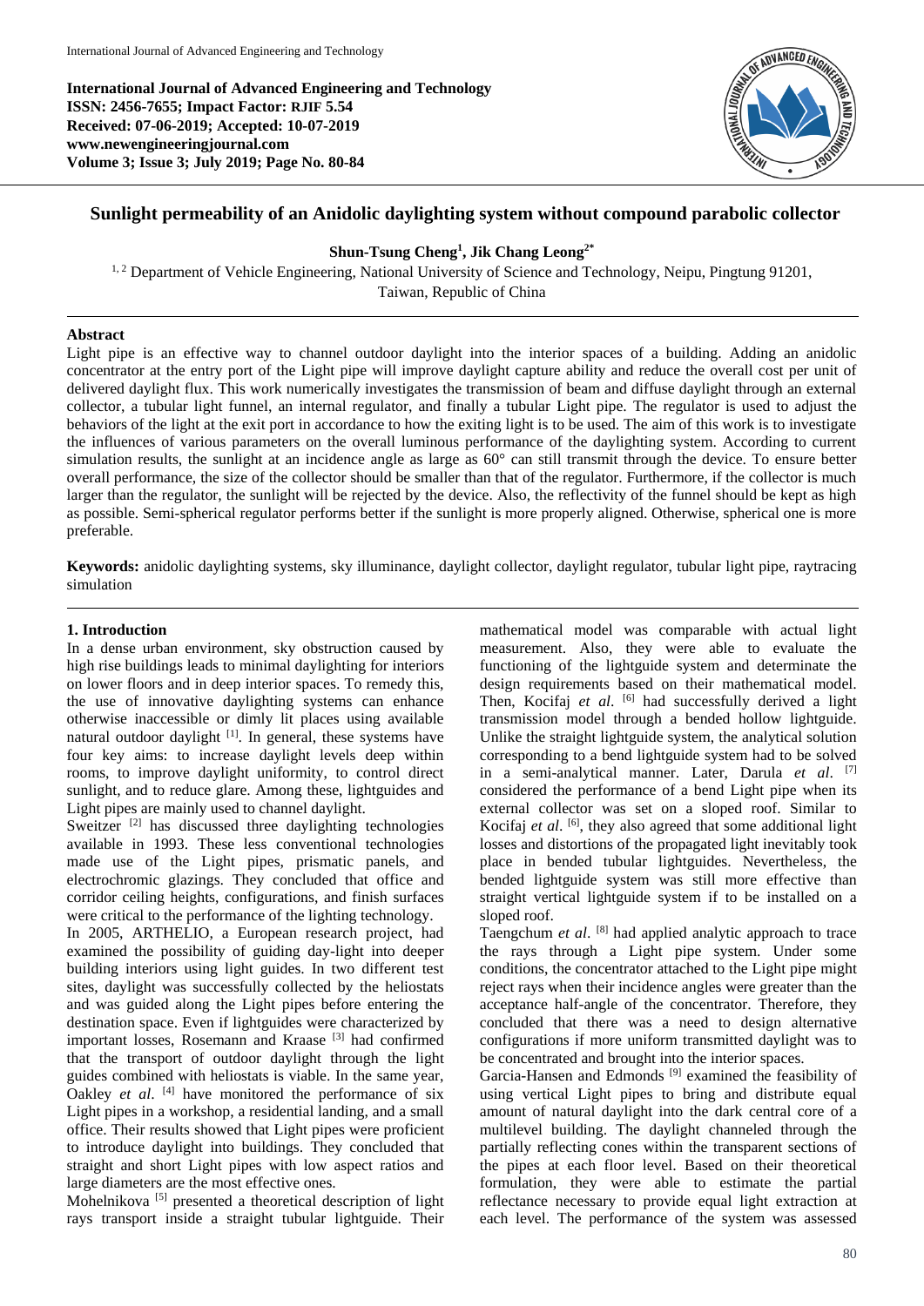**International Journal of Advanced Engineering and Technology**
**ISSN: 2456-7655; Impact Factor: RJIF 5.54**
**Received: 07-06-2019; Accepted: 10-07-2019**
**www.newengineeringjournal.com**
**Volume 3; Issue 3; July 2019; Page No. 80-84**

# Sunlight permeability of an Anidolic daylighting system without compound parabolic collector

**Shun-Tsung Cheng[1], Jik Chang Leong[2*]**

[1, 2] Department of Vehicle Engineering, National University of Science and Technology, Neipu, Pingtung 91201, Taiwan, Republic of China

## Abstract

Light pipe is an effective way to channel outdoor daylight into the interior spaces of a building. Adding an anidolic concentrator at the entry port of the Light pipe will improve daylight capture ability and reduce the overall cost per unit of delivered daylight flux. This work numerically investigates the transmission of beam and diffuse daylight through an external collector, a tubular light funnel, an internal regulator, and finally a tubular Light pipe. The regulator is used to adjust the behaviors of the light at the exit port in accordance to how the exiting light is to be used. The aim of this work is to investigate the influences of various parameters on the overall luminous performance of the daylighting system. According to current simulation results, the sunlight at an incidence angle as large as 60° can still transmit through the device. To ensure better overall performance, the size of the collector should be smaller than that of the regulator. Furthermore, if the collector is much larger than the regulator, the sunlight will be rejected by the device. Also, the reflectivity of the funnel should be kept as high as possible. Semi-spherical regulator performs better if the sunlight is more properly aligned. Otherwise, spherical one is more preferable.

**Keywords:** anidolic daylighting systems, sky illuminance, daylight collector, daylight regulator, tubular light pipe, raytracing simulation

## 1. Introduction

In a dense urban environment, sky obstruction caused by high rise buildings leads to minimal daylighting for interiors on lower floors and in deep interior spaces. To remedy this, the use of innovative daylighting systems can enhance otherwise inaccessible or dimly lit places using available natural outdoor daylight [1]. In general, these systems have four key aims: to increase daylight levels deep within rooms, to improve daylight uniformity, to control direct sunlight, and to reduce glare. Among these, lightguides and Light pipes are mainly used to channel daylight.

Sweitzer [2] has discussed three daylighting technologies available in 1993. These less conventional technologies made use of the Light pipes, prismatic panels, and electrochromic glazings. They concluded that office and corridor ceiling heights, configurations, and finish surfaces were critical to the performance of the lighting technology.

In 2005, ARTHELIO, a European research project, had examined the possibility of guiding day-light into deeper building interiors using light guides. In two different test sites, daylight was successfully collected by the heliostats and was guided along the Light pipes before entering the destination space. Even if lightguides were characterized by important losses, Rosemann and Kraase [3] had confirmed that the transport of outdoor daylight through the light guides combined with heliostats is viable. In the same year, Oakley *et al*. [4] have monitored the performance of six Light pipes in a workshop, a residential landing, and a small office. Their results showed that Light pipes were proficient to introduce daylight into buildings. They concluded that straight and short Light pipes with low aspect ratios and large diameters are the most effective ones.

Mohelnikova [5] presented a theoretical description of light rays transport inside a straight tubular lightguide. Their mathematical model was comparable with actual light measurement. Also, they were able to evaluate the functioning of the lightguide system and determinate the design requirements based on their mathematical model. Then, Kocifaj *et al*. [6] had successfully derived a light transmission model through a bended hollow lightguide. Unlike the straight lightguide system, the analytical solution corresponding to a bend lightguide system had to be solved in a semi-analytical manner. Later, Darula *et al*. [7] considered the performance of a bend Light pipe when its external collector was set on a sloped roof. Similar to Kocifaj *et al*. [6], they also agreed that some additional light losses and distortions of the propagated light inevitably took place in bended tubular lightguides. Nevertheless, the bended lightguide system was still more effective than straight vertical lightguide system if to be installed on a sloped roof.

Taengchum *et al*. [8] had applied analytic approach to trace the rays through a Light pipe system. Under some conditions, the concentrator attached to the Light pipe might reject rays when their incidence angles were greater than the acceptance half-angle of the concentrator. Therefore, they concluded that there was a need to design alternative configurations if more uniform transmitted daylight was to be concentrated and brought into the interior spaces.

Garcia-Hansen and Edmonds [9] examined the feasibility of using vertical Light pipes to bring and distribute equal amount of natural daylight into the dark central core of a multilevel building. The daylight channeled through the partially reflecting cones within the transparent sections of the pipes at each floor level. Based on their theoretical formulation, they were able to estimate the partial reflectance necessary to provide equal light extraction at each level. The performance of the system was assessed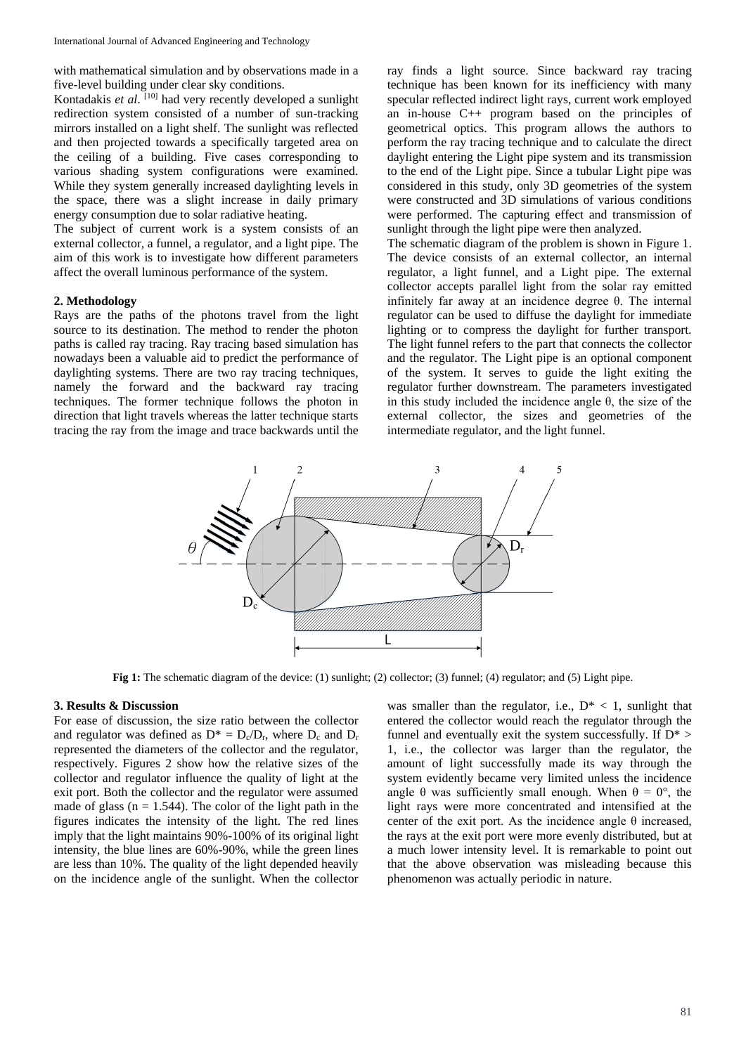with mathematical simulation and by observations made in a five-level building under clear sky conditions.

Kontadakis *et al*. [10] had very recently developed a sunlight redirection system consisted of a number of sun-tracking mirrors installed on a light shelf. The sunlight was reflected and then projected towards a specifically targeted area on the ceiling of a building. Five cases corresponding to various shading system configurations were examined. While they system generally increased daylighting levels in the space, there was a slight increase in daily primary energy consumption due to solar radiative heating.

The subject of current work is a system consists of an external collector, a funnel, a regulator, and a light pipe. The aim of this work is to investigate how different parameters affect the overall luminous performance of the system.

## 2. Methodology

Rays are the paths of the photons travel from the light source to its destination. The method to render the photon paths is called ray tracing. Ray tracing based simulation has nowadays been a valuable aid to predict the performance of daylighting systems. There are two ray tracing techniques, namely the forward and the backward ray tracing techniques. The former technique follows the photon in direction that light travels whereas the latter technique starts tracing the ray from the image and trace backwards until the ray finds a light source. Since backward ray tracing technique has been known for its inefficiency with many specular reflected indirect light rays, current work employed an in-house C++ program based on the principles of geometrical optics. This program allows the authors to perform the ray tracing technique and to calculate the direct daylight entering the Light pipe system and its transmission to the end of the Light pipe. Since a tubular Light pipe was considered in this study, only 3D geometries of the system were constructed and 3D simulations of various conditions were performed. The capturing effect and transmission of sunlight through the light pipe were then analyzed.

The schematic diagram of the problem is shown in Figure 1. The device consists of an external collector, an internal regulator, a light funnel, and a Light pipe. The external collector accepts parallel light from the solar ray emitted infinitely far away at an incidence degree θ. The internal regulator can be used to diffuse the daylight for immediate lighting or to compress the daylight for further transport. The light funnel refers to the part that connects the collector and the regulator. The Light pipe is an optional component of the system. It serves to guide the light exiting the regulator further downstream. The parameters investigated in this study included the incidence angle θ, the size of the external collector, the sizes and geometries of the intermediate regulator, and the light funnel.

1
2
3
4
5
$\theta$
$D_r$
$D_c$
L

**Fig 1:** The schematic diagram of the device: (1) sunlight; (2) collector; (3) funnel; (4) regulator; and (5) Light pipe.

## 3. Results & Discussion

For ease of discussion, the size ratio between the collector and regulator was defined as $D^* = D_c/D_r$, where $D_c$ and $D_r$ represented the diameters of the collector and the regulator, respectively. Figures 2 show how the relative sizes of the collector and regulator influence the quality of light at the exit port. Both the collector and the regulator were assumed made of glass ($n = 1.544$). The color of the light path in the figures indicates the intensity of the light. The red lines imply that the light maintains 90%-100% of its original light intensity, the blue lines are 60%-90%, while the green lines are less than 10%. The quality of the light depended heavily on the incidence angle of the sunlight. When the collector was smaller than the regulator, i.e., $D^* < 1$, sunlight that entered the collector would reach the regulator through the funnel and eventually exit the system successfully. If $D^* > 1$, i.e., the collector was larger than the regulator, the amount of light successfully made its way through the system evidently became very limited unless the incidence angle θ was sufficiently small enough. When $\theta = 0°$, the light rays were more concentrated and intensified at the center of the exit port. As the incidence angle θ increased, the rays at the exit port were more evenly distributed, but at a much lower intensity level. It is remarkable to point out that the above observation was misleading because this phenomenon was actually periodic in nature.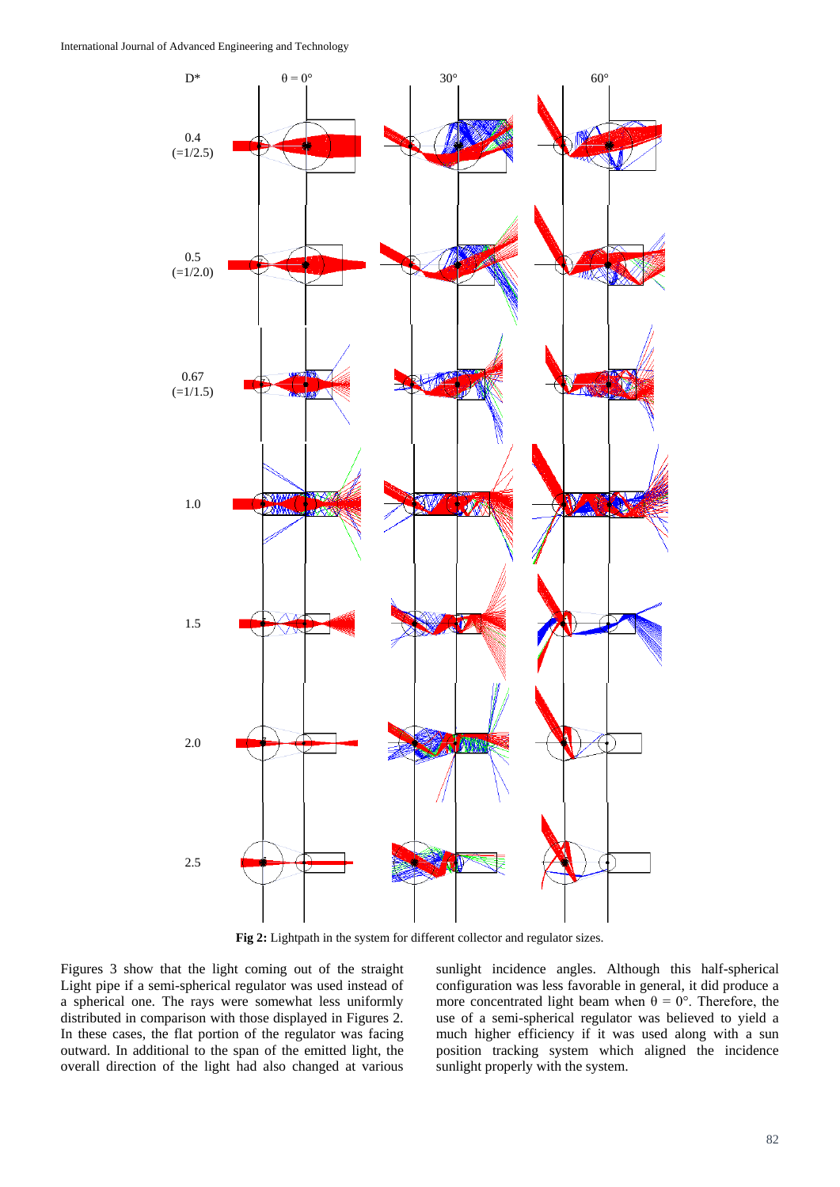D*

θ = 0°

30°

60°

0.4 (=1/2.5)

0.5 (=1/2.0)

0.67 (=1/1.5)

1.0

1.5

2.0

2.5

**Fig 2:** Lightpath in the system for different collector and regulator sizes.

Figures 3 show that the light coming out of the straight Light pipe if a semi-spherical regulator was used instead of a spherical one. The rays were somewhat less uniformly distributed in comparison with those displayed in Figures 2. In these cases, the flat portion of the regulator was facing outward. In additional to the span of the emitted light, the overall direction of the light had also changed at various sunlight incidence angles. Although this half-spherical configuration was less favorable in general, it did produce a more concentrated light beam when θ = 0°. Therefore, the use of a semi-spherical regulator was believed to yield a much higher efficiency if it was used along with a sun position tracking system which aligned the incidence sunlight properly with the system.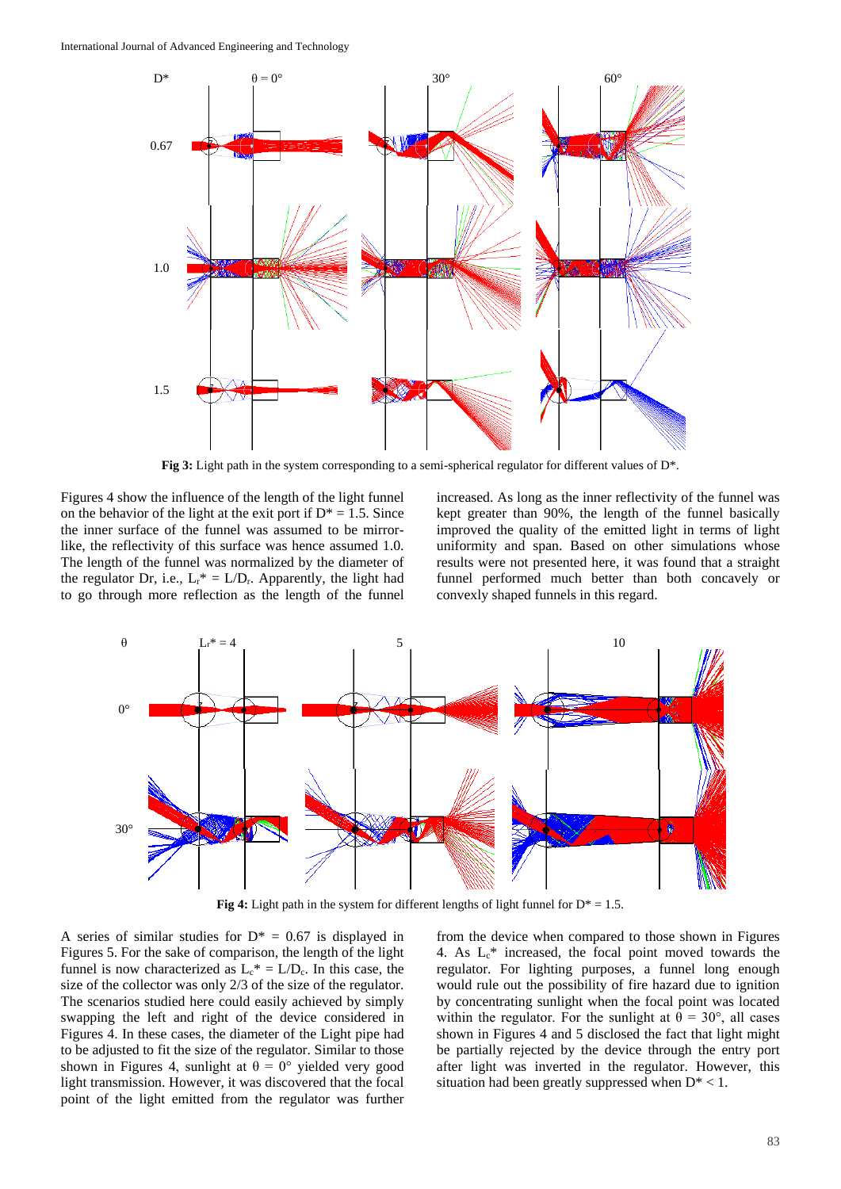D*

θ = 0°

30°

60°

0.67

1.0

1.5

Fig 3: Light path in the system corresponding to a semi-spherical regulator for different values of D*.

Figures 4 show the influence of the length of the light funnel on the behavior of the light at the exit port if D* = 1.5. Since the inner surface of the funnel was assumed to be mirror-like, the reflectivity of this surface was hence assumed 1.0. The length of the funnel was normalized by the diameter of the regulator Dr, i.e., $L_r^* = L/D_r$. Apparently, the light had to go through more reflection as the length of the funnel increased. As long as the inner reflectivity of the funnel was kept greater than 90%, the length of the funnel basically improved the quality of the emitted light in terms of light uniformity and span. Based on other simulations whose results were not presented here, it was found that a straight funnel performed much better than both concavely or convexly shaped funnels in this regard.

θ

$L_r^* = 4$

5

10

0°

30°

Fig 4: Light path in the system for different lengths of light funnel for D* = 1.5.

A series of similar studies for D* = 0.67 is displayed in Figures 5. For the sake of comparison, the length of the light funnel is now characterized as $L_c^* = L/D_c$. In this case, the size of the collector was only 2/3 of the size of the regulator. The scenarios studied here could easily achieved by simply swapping the left and right of the device considered in Figures 4. In these cases, the diameter of the Light pipe had to be adjusted to fit the size of the regulator. Similar to those shown in Figures 4, sunlight at θ = 0° yielded very good light transmission. However, it was discovered that the focal point of the light emitted from the regulator was further from the device when compared to those shown in Figures 4. As $L_c^*$ increased, the focal point moved towards the regulator. For lighting purposes, a funnel long enough would rule out the possibility of fire hazard due to ignition by concentrating sunlight when the focal point was located within the regulator. For the sunlight at θ = 30°, all cases shown in Figures 4 and 5 disclosed the fact that light might be partially rejected by the device through the entry port after light was inverted in the regulator. However, this situation had been greatly suppressed when D* < 1.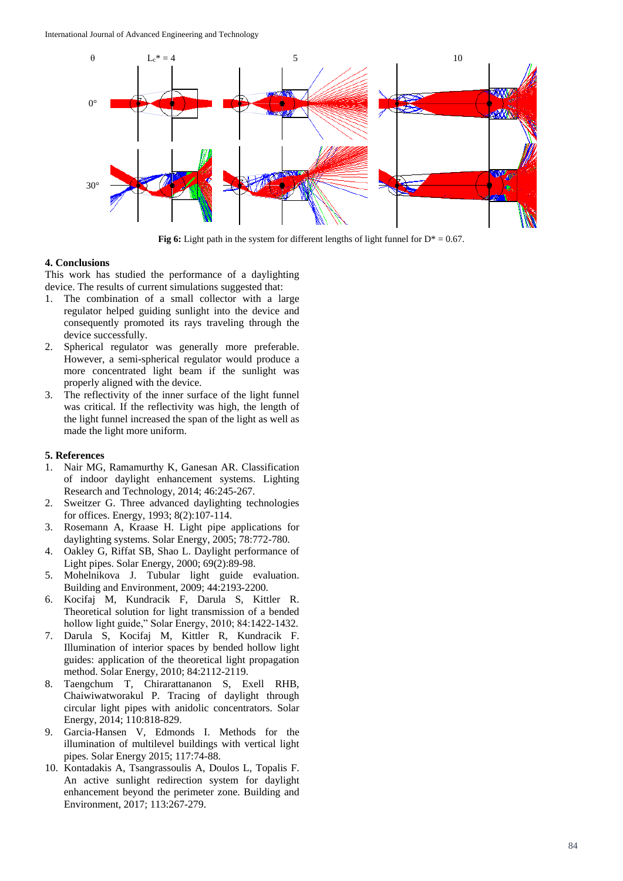θ

$L_c^* = 4$

5

10

0°

30°

**Fig 6:** Light path in the system for different lengths of light funnel for $D^* = 0.67$.

## 4. Conclusions

This work has studied the performance of a daylighting device. The results of current simulations suggested that:

1. The combination of a small collector with a large regulator helped guiding sunlight into the device and consequently promoted its rays traveling through the device successfully.
2. Spherical regulator was generally more preferable. However, a semi-spherical regulator would produce a more concentrated light beam if the sunlight was properly aligned with the device.
3. The reflectivity of the inner surface of the light funnel was critical. If the reflectivity was high, the length of the light funnel increased the span of the light as well as made the light more uniform.

## 5. References

1. Nair MG, Ramamurthy K, Ganesan AR. Classification of indoor daylight enhancement systems. Lighting Research and Technology, 2014; 46:245-267.
2. Sweitzer G. Three advanced daylighting technologies for offices. Energy, 1993; 8(2):107-114.
3. Rosemann A, Kraase H. Light pipe applications for daylighting systems. Solar Energy, 2005; 78:772-780.
4. Oakley G, Riffat SB, Shao L. Daylight performance of Light pipes. Solar Energy, 2000; 69(2):89-98.
5. Mohelnikova J. Tubular light guide evaluation. Building and Environment, 2009; 44:2193-2200.
6. Kocifaj M, Kundracik F, Darula S, Kittler R. Theoretical solution for light transmission of a bended hollow light guide," Solar Energy, 2010; 84:1422-1432.
7. Darula S, Kocifaj M, Kittler R, Kundracik F. Illumination of interior spaces by bended hollow light guides: application of the theoretical light propagation method. Solar Energy, 2010; 84:2112-2119.
8. Taengchum T, Chirarattananon S, Exell RHB, Chaiwiwatworakul P. Tracing of daylight through circular light pipes with anidolic concentrators. Solar Energy, 2014; 110:818-829.
9. Garcia-Hansen V, Edmonds I. Methods for the illumination of multilevel buildings with vertical light pipes. Solar Energy 2015; 117:74-88.
10. Kontadakis A, Tsangrassoulis A, Doulos L, Topalis F. An active sunlight redirection system for daylight enhancement beyond the perimeter zone. Building and Environment, 2017; 113:267-279.